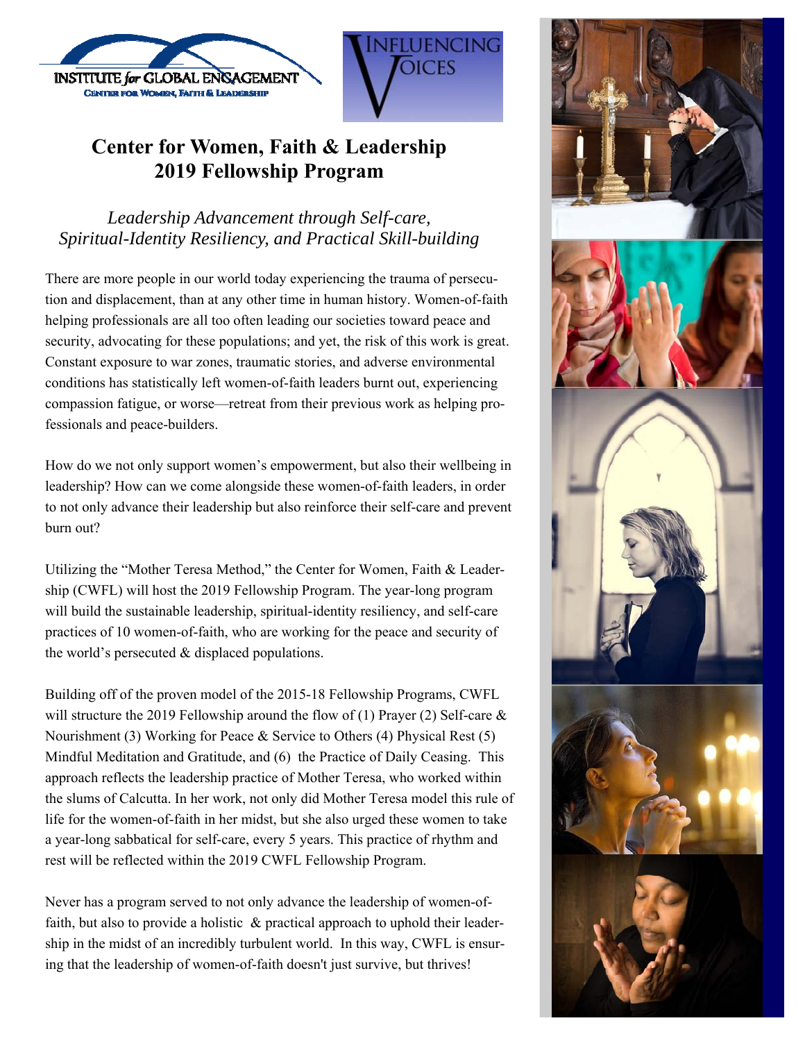INSTITUTE *for* GLOBAL ENGAGEMENT
CENTER FOR WOMEN, FAITH & LEADERSHIP

INFLUENCING VOICES

# Center for Women, Faith & Leadership 2019 Fellowship Program

*Leadership Advancement through Self-care, Spiritual-Identity Resiliency, and Practical Skill-building*

There are more people in our world today experiencing the trauma of persecution and displacement, than at any other time in human history. Women-of-faith helping professionals are all too often leading our societies toward peace and security, advocating for these populations; and yet, the risk of this work is great. Constant exposure to war zones, traumatic stories, and adverse environmental conditions has statistically left women-of-faith leaders burnt out, experiencing compassion fatigue, or worse—retreat from their previous work as helping professionals and peace-builders.

How do we not only support women's empowerment, but also their wellbeing in leadership? How can we come alongside these women-of-faith leaders, in order to not only advance their leadership but also reinforce their self-care and prevent burn out?

Utilizing the "Mother Teresa Method," the Center for Women, Faith & Leadership (CWFL) will host the 2019 Fellowship Program. The year-long program will build the sustainable leadership, spiritual-identity resiliency, and self-care practices of 10 women-of-faith, who are working for the peace and security of the world's persecuted & displaced populations.

Building off of the proven model of the 2015-18 Fellowship Programs, CWFL will structure the 2019 Fellowship around the flow of (1) Prayer (2) Self-care & Nourishment (3) Working for Peace & Service to Others (4) Physical Rest (5) Mindful Meditation and Gratitude, and (6) the Practice of Daily Ceasing. This approach reflects the leadership practice of Mother Teresa, who worked within the slums of Calcutta. In her work, not only did Mother Teresa model this rule of life for the women-of-faith in her midst, but she also urged these women to take a year-long sabbatical for self-care, every 5 years. This practice of rhythm and rest will be reflected within the 2019 CWFL Fellowship Program.

Never has a program served to not only advance the leadership of women-of-faith, but also to provide a holistic & practical approach to uphold their leadership in the midst of an incredibly turbulent world. In this way, CWFL is ensuring that the leadership of women-of-faith doesn't just survive, but thrives!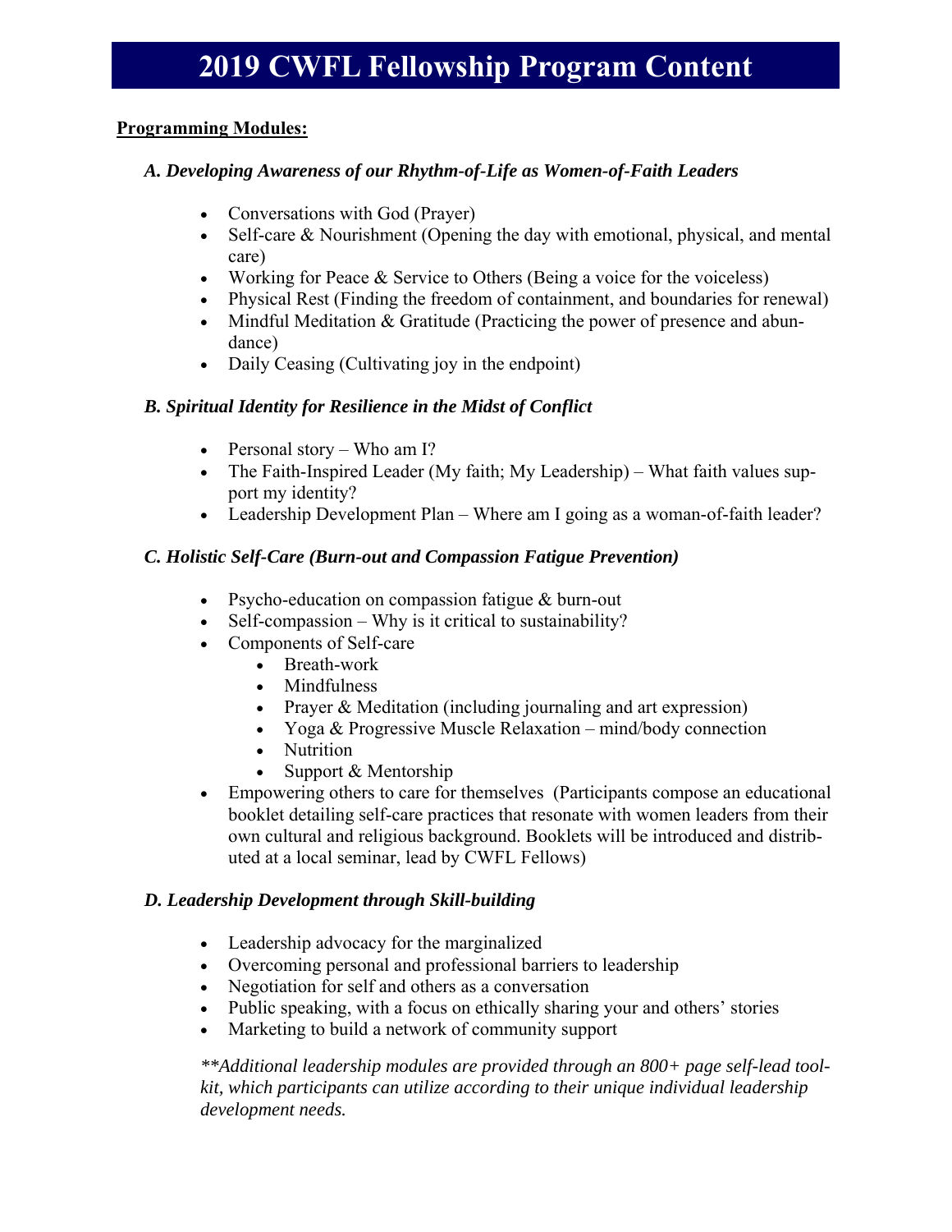# 2019 CWFL Fellowship Program Content

**Programming Modules:**

### *A. Developing Awareness of our Rhythm-of-Life as Women-of-Faith Leaders*

- Conversations with God (Prayer)
- Self-care & Nourishment (Opening the day with emotional, physical, and mental care)
- Working for Peace & Service to Others (Being a voice for the voiceless)
- Physical Rest (Finding the freedom of containment, and boundaries for renewal)
- Mindful Meditation & Gratitude (Practicing the power of presence and abundance)
- Daily Ceasing (Cultivating joy in the endpoint)

### *B. Spiritual Identity for Resilience in the Midst of Conflict*

- Personal story – Who am I?
- The Faith-Inspired Leader (My faith; My Leadership) – What faith values support my identity?
- Leadership Development Plan – Where am I going as a woman-of-faith leader?

### *C. Holistic Self-Care (Burn-out and Compassion Fatigue Prevention)*

- Psycho-education on compassion fatigue & burn-out
- Self-compassion – Why is it critical to sustainability?
- Components of Self-care
  - Breath-work
  - Mindfulness
  - Prayer & Meditation (including journaling and art expression)
  - Yoga & Progressive Muscle Relaxation – mind/body connection
  - Nutrition
  - Support & Mentorship
- Empowering others to care for themselves (Participants compose an educational booklet detailing self-care practices that resonate with women leaders from their own cultural and religious background. Booklets will be introduced and distributed at a local seminar, lead by CWFL Fellows)

### *D. Leadership Development through Skill-building*

- Leadership advocacy for the marginalized
- Overcoming personal and professional barriers to leadership
- Negotiation for self and others as a conversation
- Public speaking, with a focus on ethically sharing your and others' stories
- Marketing to build a network of community support

*\*\*Additional leadership modules are provided through an 800+ page self-lead toolkit, which participants can utilize according to their unique individual leadership development needs.*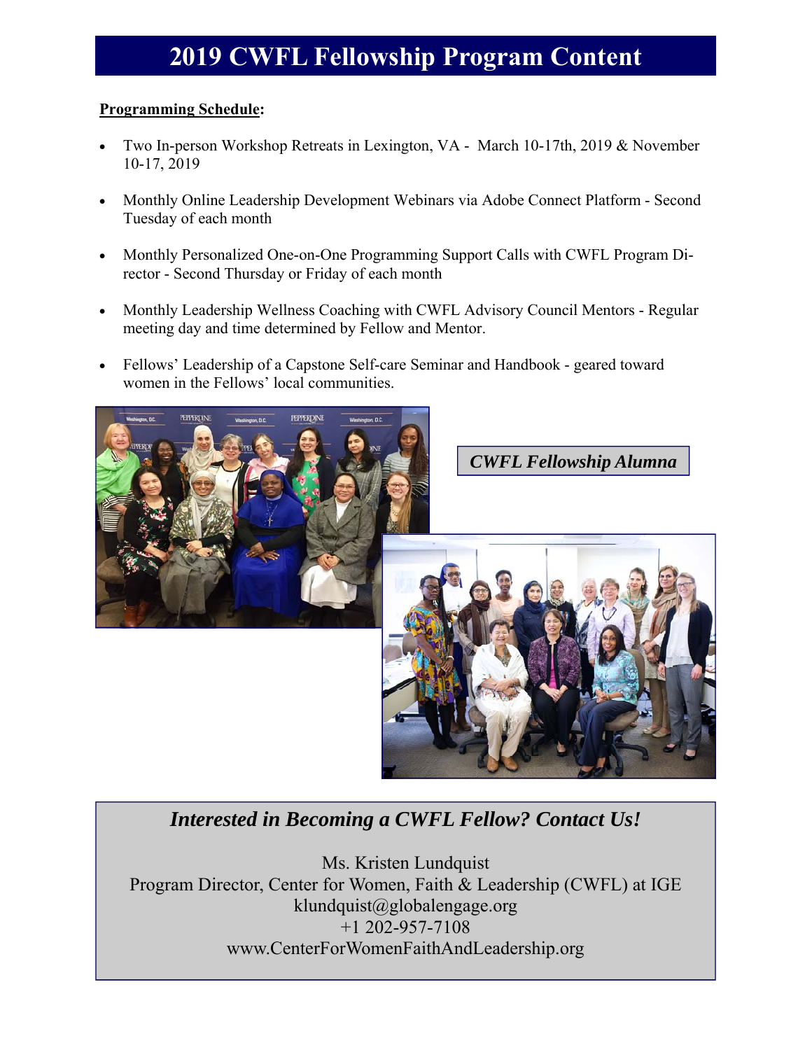# 2019 CWFL Fellowship Program Content

**Programming Schedule:**

- Two In-person Workshop Retreats in Lexington, VA - March 10-17th, 2019 & November 10-17, 2019
- Monthly Online Leadership Development Webinars via Adobe Connect Platform - Second Tuesday of each month
- Monthly Personalized One-on-One Programming Support Calls with CWFL Program Director - Second Thursday or Friday of each month
- Monthly Leadership Wellness Coaching with CWFL Advisory Council Mentors - Regular meeting day and time determined by Fellow and Mentor.
- Fellows' Leadership of a Capstone Self-care Seminar and Handbook - geared toward women in the Fellows' local communities.

***CWFL Fellowship Alumna***

***Interested in Becoming a CWFL Fellow? Contact Us!***

Ms. Kristen Lundquist
Program Director, Center for Women, Faith & Leadership (CWFL) at IGE
klundquist@globalengage.org
+1 202-957-7108
www.CenterForWomenFaithAndLeadership.org